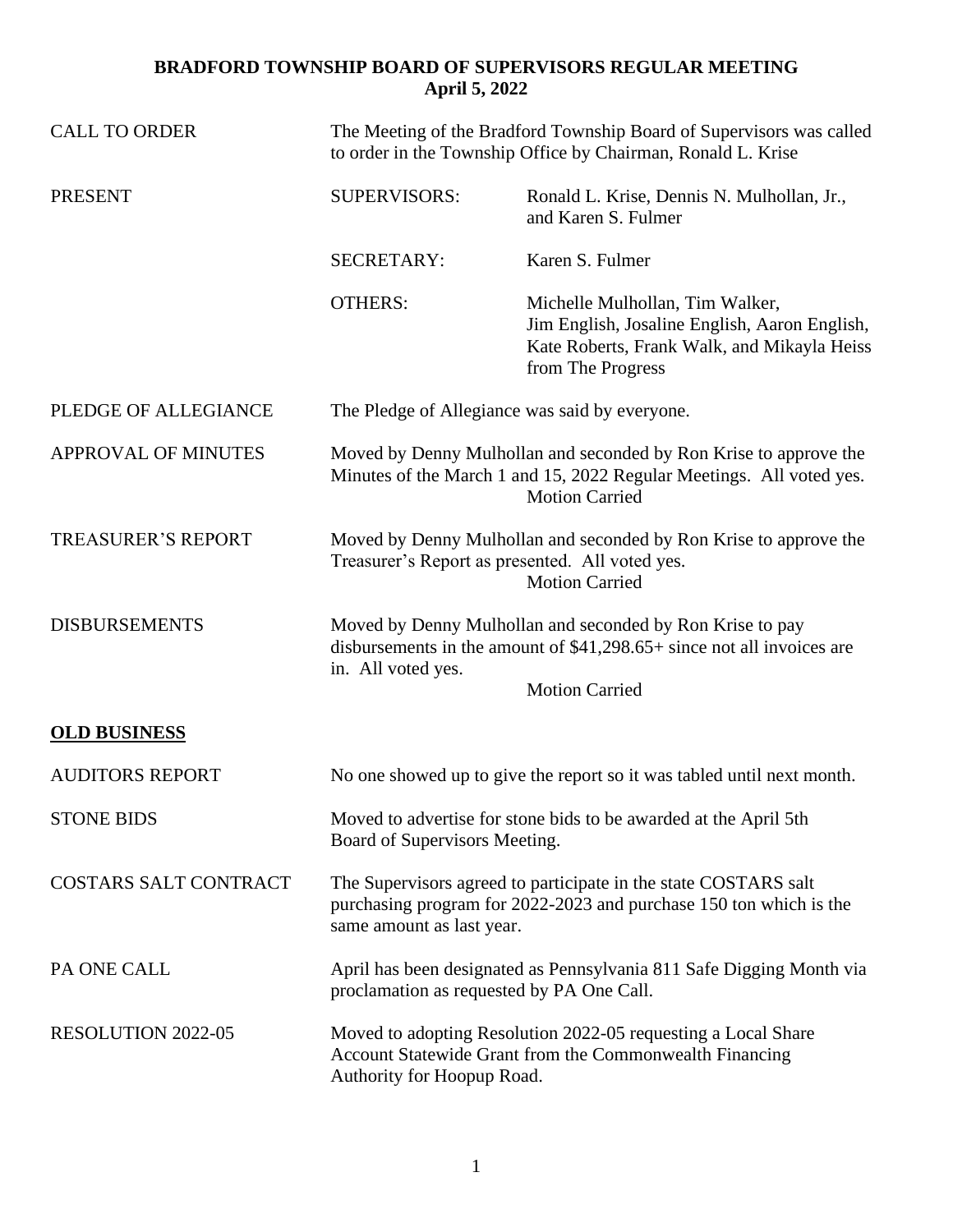# BRADFORD TOWNSHIP BOARD OF SUPERVISORS REGULAR MEETING
## April 5, 2022

**CALL TO ORDER**
The Meeting of the Bradford Township Board of Supervisors was called to order in the Township Office by Chairman, Ronald L. Krise

**PRESENT**

| | |
|---|---|
| SUPERVISORS: | Ronald L. Krise, Dennis N. Mulhollan, Jr., and Karen S. Fulmer |
| SECRETARY: | Karen S. Fulmer |
| OTHERS: | Michelle Mulhollan, Tim Walker, Jim English, Josaline English, Aaron English, Kate Roberts, Frank Walk, and Mikayla Heiss from The Progress |

**PLEDGE OF ALLEGIANCE**
The Pledge of Allegiance was said by everyone.

**APPROVAL OF MINUTES**
Moved by Denny Mulhollan and seconded by Ron Krise to approve the Minutes of the March 1 and 15, 2022 Regular Meetings. All voted yes.
Motion Carried

**TREASURER'S REPORT**
Moved by Denny Mulhollan and seconded by Ron Krise to approve the Treasurer's Report as presented. All voted yes.
Motion Carried

**DISBURSEMENTS**
Moved by Denny Mulhollan and seconded by Ron Krise to pay disbursements in the amount of $41,298.65+ since not all invoices are in. All voted yes.
Motion Carried

## OLD BUSINESS

**AUDITORS REPORT**
No one showed up to give the report so it was tabled until next month.

**STONE BIDS**
Moved to advertise for stone bids to be awarded at the April 5th Board of Supervisors Meeting.

**COSTARS SALT CONTRACT**
The Supervisors agreed to participate in the state COSTARS salt purchasing program for 2022-2023 and purchase 150 ton which is the same amount as last year.

**PA ONE CALL**
April has been designated as Pennsylvania 811 Safe Digging Month via proclamation as requested by PA One Call.

**RESOLUTION 2022-05**
Moved to adopting Resolution 2022-05 requesting a Local Share Account Statewide Grant from the Commonwealth Financing Authority for Hoopup Road.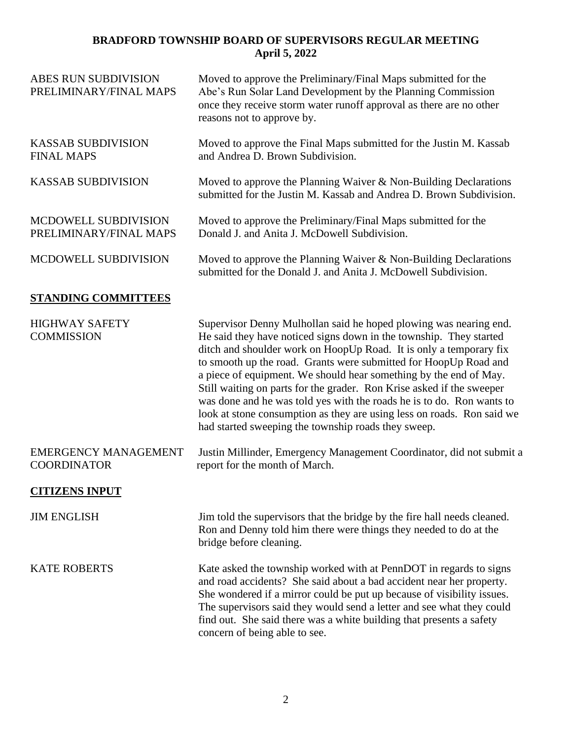**BRADFORD TOWNSHIP BOARD OF SUPERVISORS REGULAR MEETING**
**April 5, 2022**

| | |
|---|---|
| ABES RUN SUBDIVISION PRELIMINARY/FINAL MAPS | Moved to approve the Preliminary/Final Maps submitted for the Abe's Run Solar Land Development by the Planning Commission once they receive storm water runoff approval as there are no other reasons not to approve by. |
| KASSAB SUBDIVISION FINAL MAPS | Moved to approve the Final Maps submitted for the Justin M. Kassab and Andrea D. Brown Subdivision. |
| KASSAB SUBDIVISION | Moved to approve the Planning Waiver & Non-Building Declarations submitted for the Justin M. Kassab and Andrea D. Brown Subdivision. |
| MCDOWELL SUBDIVISION PRELIMINARY/FINAL MAPS | Moved to approve the Preliminary/Final Maps submitted for the Donald J. and Anita J. McDowell Subdivision. |
| MCDOWELL SUBDIVISION | Moved to approve the Planning Waiver & Non-Building Declarations submitted for the Donald J. and Anita J. McDowell Subdivision. |

## STANDING COMMITTEES

| | |
|---|---|
| HIGHWAY SAFETY COMMISSION | Supervisor Denny Mulhollan said he hoped plowing was nearing end. He said they have noticed signs down in the township. They started ditch and shoulder work on HoopUp Road. It is only a temporary fix to smooth up the road. Grants were submitted for HoopUp Road and a piece of equipment. We should hear something by the end of May. Still waiting on parts for the grader. Ron Krise asked if the sweeper was done and he was told yes with the roads he is to do. Ron wants to look at stone consumption as they are using less on roads. Ron said we had started sweeping the township roads they sweep. |
| EMERGENCY MANAGEMENT COORDINATOR | Justin Millinder, Emergency Management Coordinator, did not submit a report for the month of March. |

## CITIZENS INPUT

| | |
|---|---|
| JIM ENGLISH | Jim told the supervisors that the bridge by the fire hall needs cleaned. Ron and Denny told him there were things they needed to do at the bridge before cleaning. |
| KATE ROBERTS | Kate asked the township worked with at PennDOT in regards to signs and road accidents? She said about a bad accident near her property. She wondered if a mirror could be put up because of visibility issues. The supervisors said they would send a letter and see what they could find out. She said there was a white building that presents a safety concern of being able to see. |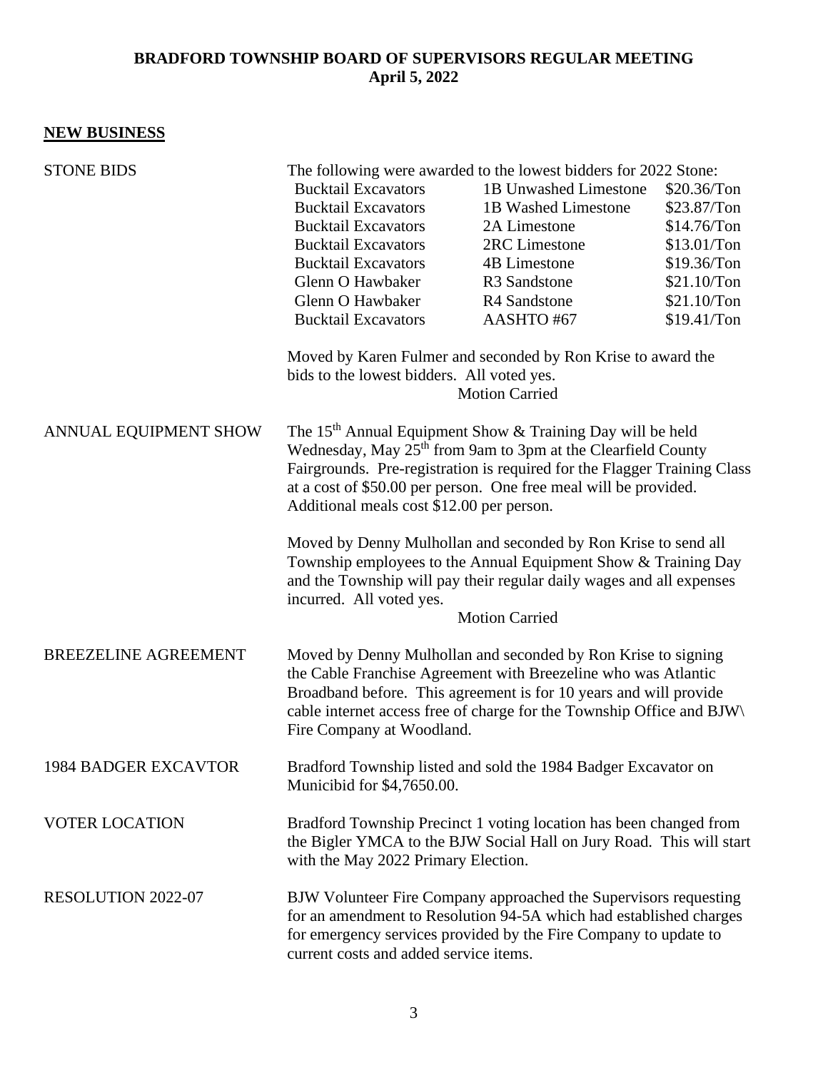**BRADFORD TOWNSHIP BOARD OF SUPERVISORS REGULAR MEETING**
**April 5, 2022**

## NEW BUSINESS

**STONE BIDS**

The following were awarded to the lowest bidders for 2022 Stone:

| Bidder | Stone | Price |
|---|---|---|
| Bucktail Excavators | 1B Unwashed Limestone | \$20.36/Ton |
| Bucktail Excavators | 1B Washed Limestone | \$23.87/Ton |
| Bucktail Excavators | 2A Limestone | \$14.76/Ton |
| Bucktail Excavators | 2RC Limestone | \$13.01/Ton |
| Bucktail Excavators | 4B Limestone | \$19.36/Ton |
| Glenn O Hawbaker | R3 Sandstone | \$21.10/Ton |
| Glenn O Hawbaker | R4 Sandstone | \$21.10/Ton |
| Bucktail Excavators | AASHTO #67 | \$19.41/Ton |

Moved by Karen Fulmer and seconded by Ron Krise to award the bids to the lowest bidders. All voted yes.

Motion Carried

**ANNUAL EQUIPMENT SHOW**

The 15th Annual Equipment Show & Training Day will be held Wednesday, May 25th from 9am to 3pm at the Clearfield County Fairgrounds. Pre-registration is required for the Flagger Training Class at a cost of \$50.00 per person. One free meal will be provided. Additional meals cost \$12.00 per person.

Moved by Denny Mulhollan and seconded by Ron Krise to send all Township employees to the Annual Equipment Show & Training Day and the Township will pay their regular daily wages and all expenses incurred. All voted yes.

Motion Carried

**BREEZELINE AGREEMENT**

Moved by Denny Mulhollan and seconded by Ron Krise to signing the Cable Franchise Agreement with Breezeline who was Atlantic Broadband before. This agreement is for 10 years and will provide cable internet access free of charge for the Township Office and BJW\ Fire Company at Woodland.

**1984 BADGER EXCAVTOR**

Bradford Township listed and sold the 1984 Badger Excavator on Municibid for \$4,7650.00.

**VOTER LOCATION**

Bradford Township Precinct 1 voting location has been changed from the Bigler YMCA to the BJW Social Hall on Jury Road. This will start with the May 2022 Primary Election.

**RESOLUTION 2022-07**

BJW Volunteer Fire Company approached the Supervisors requesting for an amendment to Resolution 94-5A which had established charges for emergency services provided by the Fire Company to update to current costs and added service items.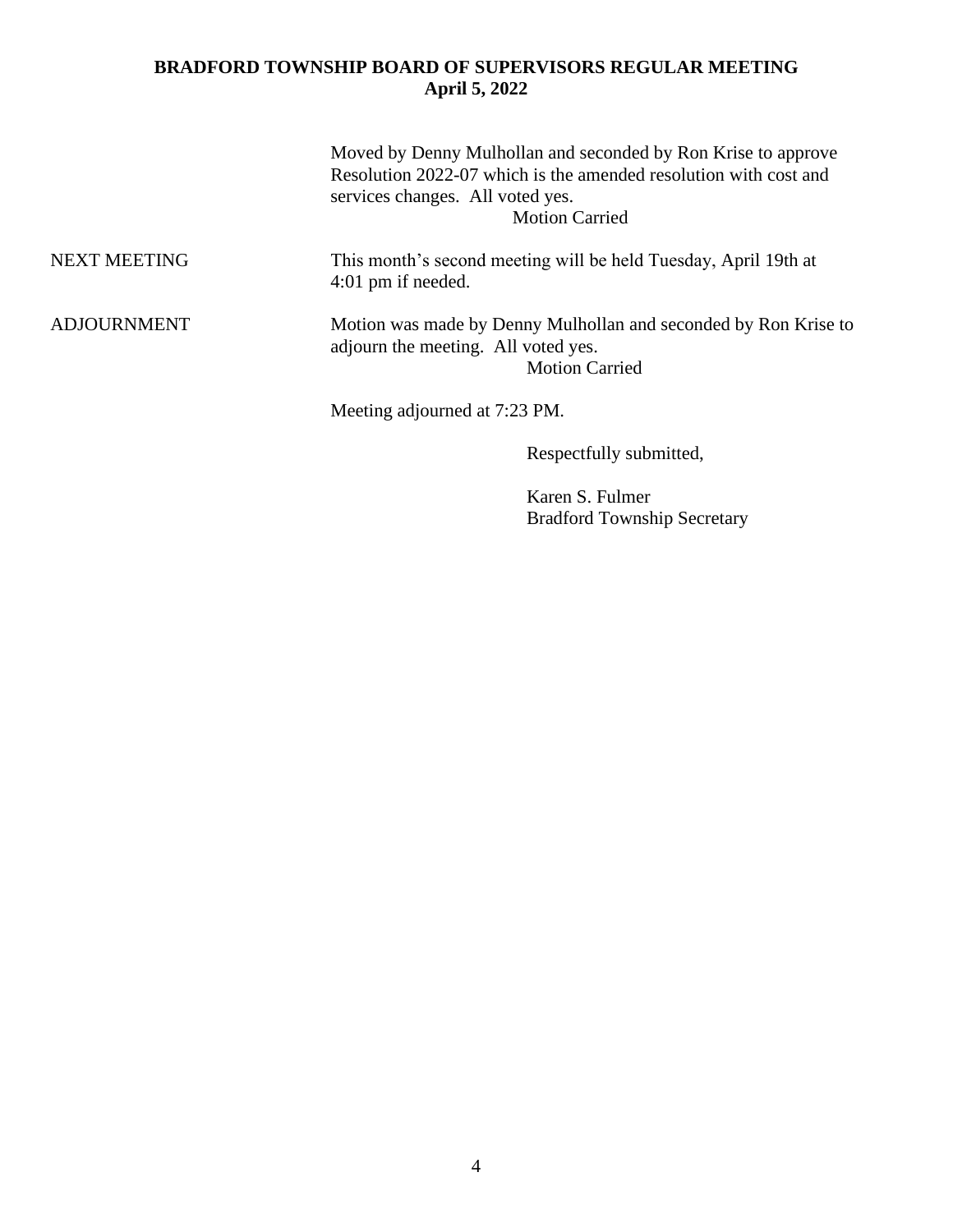Moved by Denny Mulhollan and seconded by Ron Krise to approve Resolution 2022-07 which is the amended resolution with cost and services changes. All voted yes.

Motion Carried

NEXT MEETING

This month's second meeting will be held Tuesday, April 19th at 4:01 pm if needed.

ADJOURNMENT

Motion was made by Denny Mulhollan and seconded by Ron Krise to adjourn the meeting. All voted yes.

Motion Carried

Meeting adjourned at 7:23 PM.

Respectfully submitted,

Karen S. Fulmer
Bradford Township Secretary